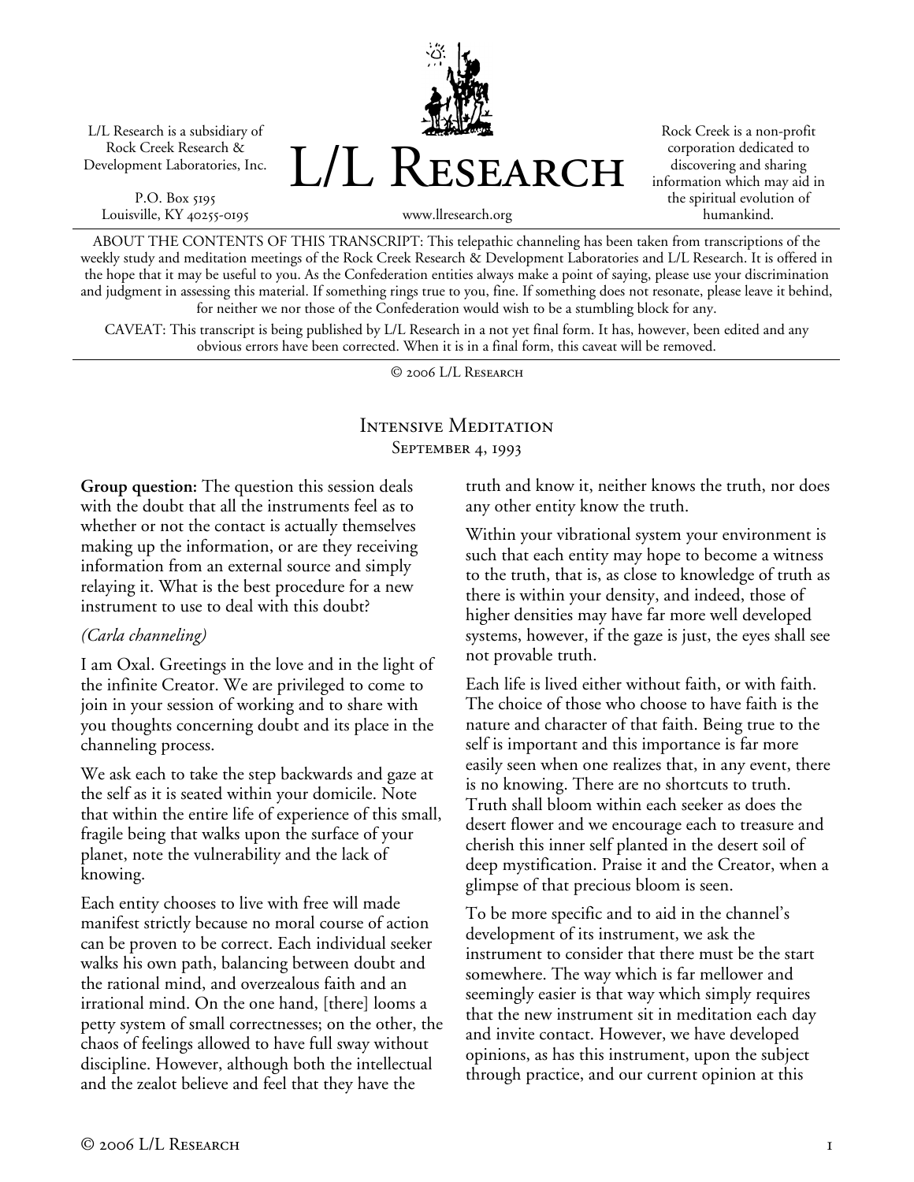L/L Research is a subsidiary of Rock Creek Research & Development Laboratories, Inc.

P.O. Box 5195
Louisville, KY 40255-0195

# L/L Research

www.llresearch.org

Rock Creek is a non-profit corporation dedicated to discovering and sharing information which may aid in the spiritual evolution of humankind.

ABOUT THE CONTENTS OF THIS TRANSCRIPT: This telepathic channeling has been taken from transcriptions of the weekly study and meditation meetings of the Rock Creek Research & Development Laboratories and L/L Research. It is offered in the hope that it may be useful to you. As the Confederation entities always make a point of saying, please use your discrimination and judgment in assessing this material. If something rings true to you, fine. If something does not resonate, please leave it behind, for neither we nor those of the Confederation would wish to be a stumbling block for any.

CAVEAT: This transcript is being published by L/L Research in a not yet final form. It has, however, been edited and any obvious errors have been corrected. When it is in a final form, this caveat will be removed.

© 2006 L/L Research

## Intensive Meditation
### September 4, 1993

**Group question:** The question this session deals with the doubt that all the instruments feel as to whether or not the contact is actually themselves making up the information, or are they receiving information from an external source and simply relaying it. What is the best procedure for a new instrument to use to deal with this doubt?

*(Carla channeling)*

I am Oxal. Greetings in the love and in the light of the infinite Creator. We are privileged to come to join in your session of working and to share with you thoughts concerning doubt and its place in the channeling process.

We ask each to take the step backwards and gaze at the self as it is seated within your domicile. Note that within the entire life of experience of this small, fragile being that walks upon the surface of your planet, note the vulnerability and the lack of knowing.

Each entity chooses to live with free will made manifest strictly because no moral course of action can be proven to be correct. Each individual seeker walks his own path, balancing between doubt and the rational mind, and overzealous faith and an irrational mind. On the one hand, [there] looms a petty system of small correctnesses; on the other, the chaos of feelings allowed to have full sway without discipline. However, although both the intellectual and the zealot believe and feel that they have the truth and know it, neither knows the truth, nor does any other entity know the truth.

Within your vibrational system your environment is such that each entity may hope to become a witness to the truth, that is, as close to knowledge of truth as there is within your density, and indeed, those of higher densities may have far more well developed systems, however, if the gaze is just, the eyes shall see not provable truth.

Each life is lived either without faith, or with faith. The choice of those who choose to have faith is the nature and character of that faith. Being true to the self is important and this importance is far more easily seen when one realizes that, in any event, there is no knowing. There are no shortcuts to truth. Truth shall bloom within each seeker as does the desert flower and we encourage each to treasure and cherish this inner self planted in the desert soil of deep mystification. Praise it and the Creator, when a glimpse of that precious bloom is seen.

To be more specific and to aid in the channel's development of its instrument, we ask the instrument to consider that there must be the start somewhere. The way which is far mellower and seemingly easier is that way which simply requires that the new instrument sit in meditation each day and invite contact. However, we have developed opinions, as has this instrument, upon the subject through practice, and our current opinion at this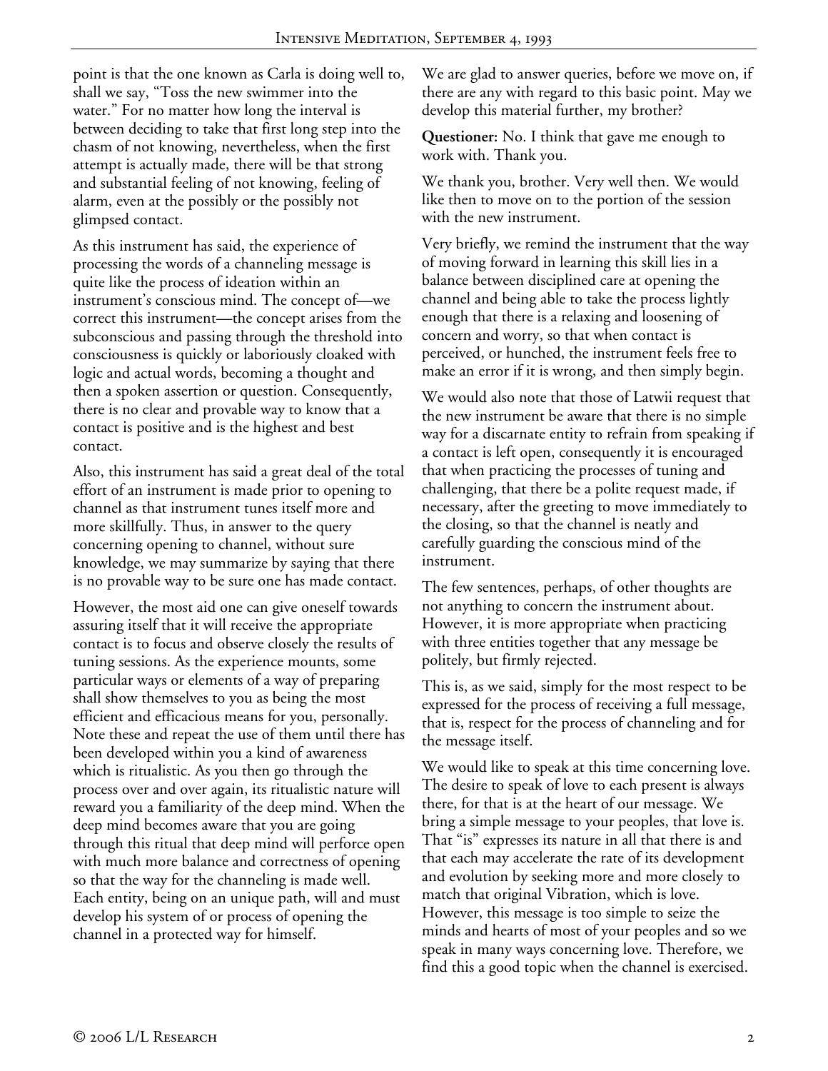point is that the one known as Carla is doing well to, shall we say, "Toss the new swimmer into the water." For no matter how long the interval is between deciding to take that first long step into the chasm of not knowing, nevertheless, when the first attempt is actually made, there will be that strong and substantial feeling of not knowing, feeling of alarm, even at the possibly or the possibly not glimpsed contact.

As this instrument has said, the experience of processing the words of a channeling message is quite like the process of ideation within an instrument's conscious mind. The concept of—we correct this instrument—the concept arises from the subconscious and passing through the threshold into consciousness is quickly or laboriously cloaked with logic and actual words, becoming a thought and then a spoken assertion or question. Consequently, there is no clear and provable way to know that a contact is positive and is the highest and best contact.

Also, this instrument has said a great deal of the total effort of an instrument is made prior to opening to channel as that instrument tunes itself more and more skillfully. Thus, in answer to the query concerning opening to channel, without sure knowledge, we may summarize by saying that there is no provable way to be sure one has made contact.

However, the most aid one can give oneself towards assuring itself that it will receive the appropriate contact is to focus and observe closely the results of tuning sessions. As the experience mounts, some particular ways or elements of a way of preparing shall show themselves to you as being the most efficient and efficacious means for you, personally. Note these and repeat the use of them until there has been developed within you a kind of awareness which is ritualistic. As you then go through the process over and over again, its ritualistic nature will reward you a familiarity of the deep mind. When the deep mind becomes aware that you are going through this ritual that deep mind will perforce open with much more balance and correctness of opening so that the way for the channeling is made well. Each entity, being on an unique path, will and must develop his system of or process of opening the channel in a protected way for himself.

We are glad to answer queries, before we move on, if there are any with regard to this basic point. May we develop this material further, my brother?

**Questioner:** No. I think that gave me enough to work with. Thank you.

We thank you, brother. Very well then. We would like then to move on to the portion of the session with the new instrument.

Very briefly, we remind the instrument that the way of moving forward in learning this skill lies in a balance between disciplined care at opening the channel and being able to take the process lightly enough that there is a relaxing and loosening of concern and worry, so that when contact is perceived, or hunched, the instrument feels free to make an error if it is wrong, and then simply begin.

We would also note that those of Latwii request that the new instrument be aware that there is no simple way for a discarnate entity to refrain from speaking if a contact is left open, consequently it is encouraged that when practicing the processes of tuning and challenging, that there be a polite request made, if necessary, after the greeting to move immediately to the closing, so that the channel is neatly and carefully guarding the conscious mind of the instrument.

The few sentences, perhaps, of other thoughts are not anything to concern the instrument about. However, it is more appropriate when practicing with three entities together that any message be politely, but firmly rejected.

This is, as we said, simply for the most respect to be expressed for the process of receiving a full message, that is, respect for the process of channeling and for the message itself.

We would like to speak at this time concerning love. The desire to speak of love to each present is always there, for that is at the heart of our message. We bring a simple message to your peoples, that love is. That "is" expresses its nature in all that there is and that each may accelerate the rate of its development and evolution by seeking more and more closely to match that original Vibration, which is love. However, this message is too simple to seize the minds and hearts of most of your peoples and so we speak in many ways concerning love. Therefore, we find this a good topic when the channel is exercised.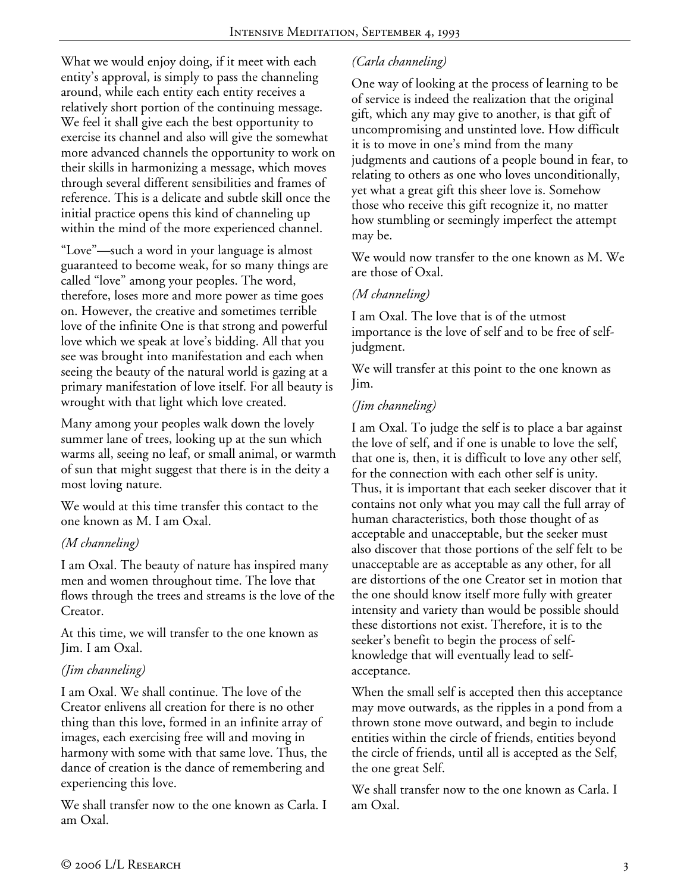What we would enjoy doing, if it meet with each entity's approval, is simply to pass the channeling around, while each entity each entity receives a relatively short portion of the continuing message. We feel it shall give each the best opportunity to exercise its channel and also will give the somewhat more advanced channels the opportunity to work on their skills in harmonizing a message, which moves through several different sensibilities and frames of reference. This is a delicate and subtle skill once the initial practice opens this kind of channeling up within the mind of the more experienced channel.

"Love"—such a word in your language is almost guaranteed to become weak, for so many things are called "love" among your peoples. The word, therefore, loses more and more power as time goes on. However, the creative and sometimes terrible love of the infinite One is that strong and powerful love which we speak at love's bidding. All that you see was brought into manifestation and each when seeing the beauty of the natural world is gazing at a primary manifestation of love itself. For all beauty is wrought with that light which love created.

Many among your peoples walk down the lovely summer lane of trees, looking up at the sun which warms all, seeing no leaf, or small animal, or warmth of sun that might suggest that there is in the deity a most loving nature.

We would at this time transfer this contact to the one known as M. I am Oxal.

*(M channeling)*

I am Oxal. The beauty of nature has inspired many men and women throughout time. The love that flows through the trees and streams is the love of the Creator.

At this time, we will transfer to the one known as Jim. I am Oxal.

*(Jim channeling)*

I am Oxal. We shall continue. The love of the Creator enlivens all creation for there is no other thing than this love, formed in an infinite array of images, each exercising free will and moving in harmony with some with that same love. Thus, the dance of creation is the dance of remembering and experiencing this love.

We shall transfer now to the one known as Carla. I am Oxal.

*(Carla channeling)*

One way of looking at the process of learning to be of service is indeed the realization that the original gift, which any may give to another, is that gift of uncompromising and unstinted love. How difficult it is to move in one's mind from the many judgments and cautions of a people bound in fear, to relating to others as one who loves unconditionally, yet what a great gift this sheer love is. Somehow those who receive this gift recognize it, no matter how stumbling or seemingly imperfect the attempt may be.

We would now transfer to the one known as M. We are those of Oxal.

*(M channeling)*

I am Oxal. The love that is of the utmost importance is the love of self and to be free of self-judgment.

We will transfer at this point to the one known as Jim.

*(Jim channeling)*

I am Oxal. To judge the self is to place a bar against the love of self, and if one is unable to love the self, that one is, then, it is difficult to love any other self, for the connection with each other self is unity. Thus, it is important that each seeker discover that it contains not only what you may call the full array of human characteristics, both those thought of as acceptable and unacceptable, but the seeker must also discover that those portions of the self felt to be unacceptable are as acceptable as any other, for all are distortions of the one Creator set in motion that the one should know itself more fully with greater intensity and variety than would be possible should these distortions not exist. Therefore, it is to the seeker's benefit to begin the process of self-knowledge that will eventually lead to self-acceptance.

When the small self is accepted then this acceptance may move outwards, as the ripples in a pond from a thrown stone move outward, and begin to include entities within the circle of friends, entities beyond the circle of friends, until all is accepted as the Self, the one great Self.

We shall transfer now to the one known as Carla. I am Oxal.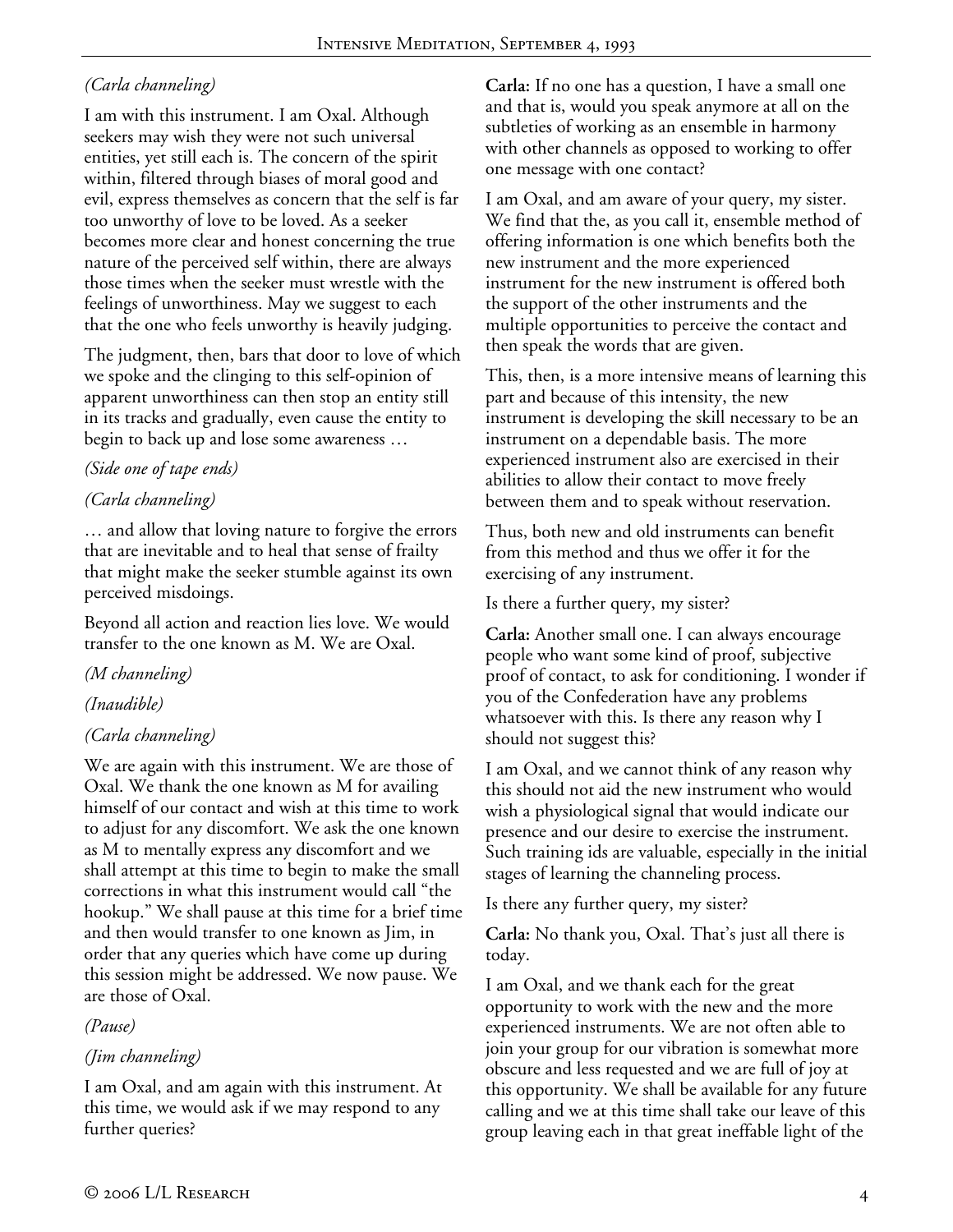*(Carla channeling)*

I am with this instrument. I am Oxal. Although seekers may wish they were not such universal entities, yet still each is. The concern of the spirit within, filtered through biases of moral good and evil, express themselves as concern that the self is far too unworthy of love to be loved. As a seeker becomes more clear and honest concerning the true nature of the perceived self within, there are always those times when the seeker must wrestle with the feelings of unworthiness. May we suggest to each that the one who feels unworthy is heavily judging.

The judgment, then, bars that door to love of which we spoke and the clinging to this self-opinion of apparent unworthiness can then stop an entity still in its tracks and gradually, even cause the entity to begin to back up and lose some awareness …

*(Side one of tape ends)*

*(Carla channeling)*

… and allow that loving nature to forgive the errors that are inevitable and to heal that sense of frailty that might make the seeker stumble against its own perceived misdoings.

Beyond all action and reaction lies love. We would transfer to the one known as M. We are Oxal.

*(M channeling)*

*(Inaudible)*

*(Carla channeling)*

We are again with this instrument. We are those of Oxal. We thank the one known as M for availing himself of our contact and wish at this time to work to adjust for any discomfort. We ask the one known as M to mentally express any discomfort and we shall attempt at this time to begin to make the small corrections in what this instrument would call "the hookup." We shall pause at this time for a brief time and then would transfer to one known as Jim, in order that any queries which have come up during this session might be addressed. We now pause. We are those of Oxal.

*(Pause)*

*(Jim channeling)*

I am Oxal, and am again with this instrument. At this time, we would ask if we may respond to any further queries?

**Carla:** If no one has a question, I have a small one and that is, would you speak anymore at all on the subtleties of working as an ensemble in harmony with other channels as opposed to working to offer one message with one contact?

I am Oxal, and am aware of your query, my sister. We find that the, as you call it, ensemble method of offering information is one which benefits both the new instrument and the more experienced instrument for the new instrument is offered both the support of the other instruments and the multiple opportunities to perceive the contact and then speak the words that are given.

This, then, is a more intensive means of learning this part and because of this intensity, the new instrument is developing the skill necessary to be an instrument on a dependable basis. The more experienced instrument also are exercised in their abilities to allow their contact to move freely between them and to speak without reservation.

Thus, both new and old instruments can benefit from this method and thus we offer it for the exercising of any instrument.

Is there a further query, my sister?

**Carla:** Another small one. I can always encourage people who want some kind of proof, subjective proof of contact, to ask for conditioning. I wonder if you of the Confederation have any problems whatsoever with this. Is there any reason why I should not suggest this?

I am Oxal, and we cannot think of any reason why this should not aid the new instrument who would wish a physiological signal that would indicate our presence and our desire to exercise the instrument. Such training ids are valuable, especially in the initial stages of learning the channeling process.

Is there any further query, my sister?

**Carla:** No thank you, Oxal. That's just all there is today.

I am Oxal, and we thank each for the great opportunity to work with the new and the more experienced instruments. We are not often able to join your group for our vibration is somewhat more obscure and less requested and we are full of joy at this opportunity. We shall be available for any future calling and we at this time shall take our leave of this group leaving each in that great ineffable light of the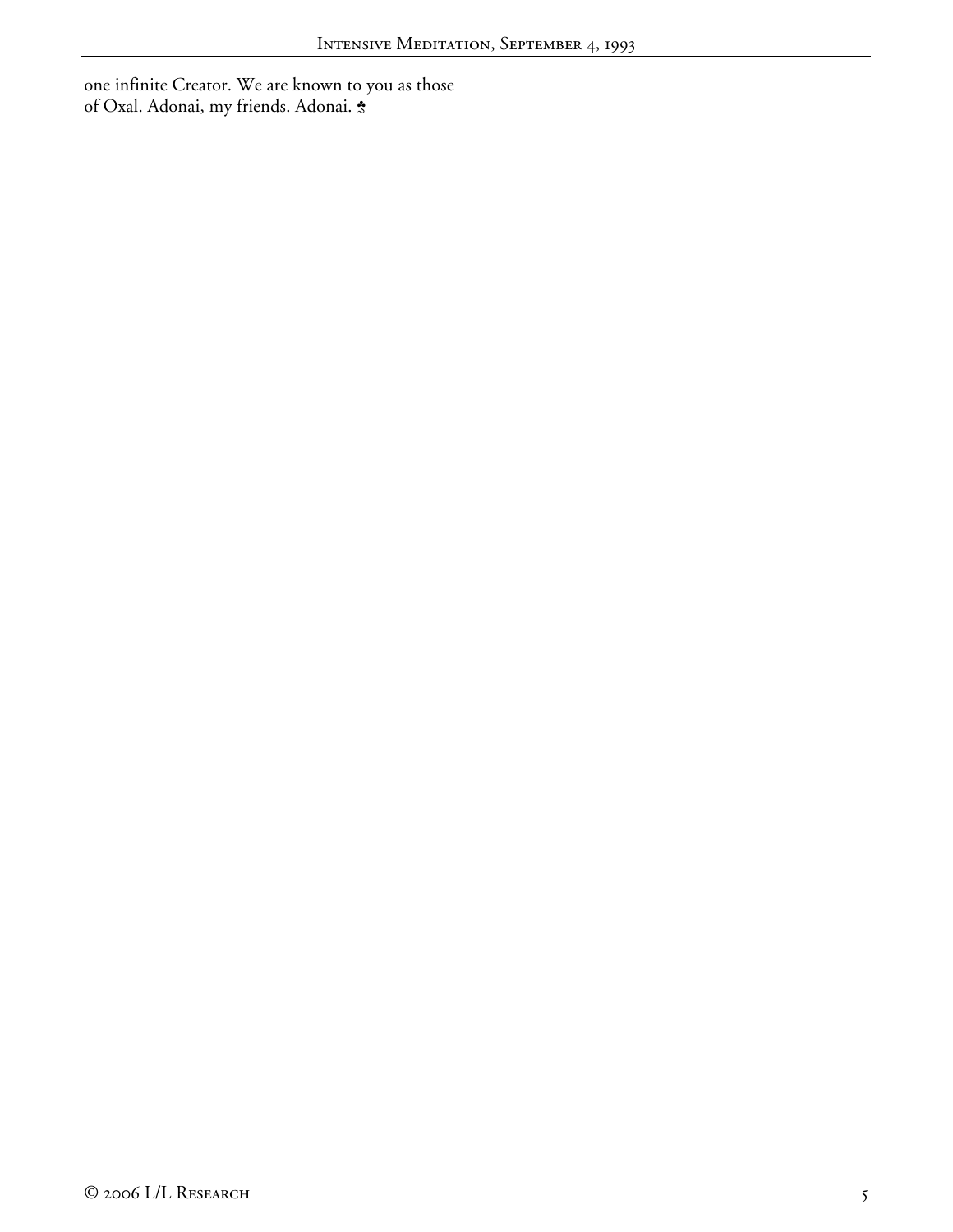one infinite Creator. We are known to you as those of Oxal. Adonai, my friends. Adonai. ♣